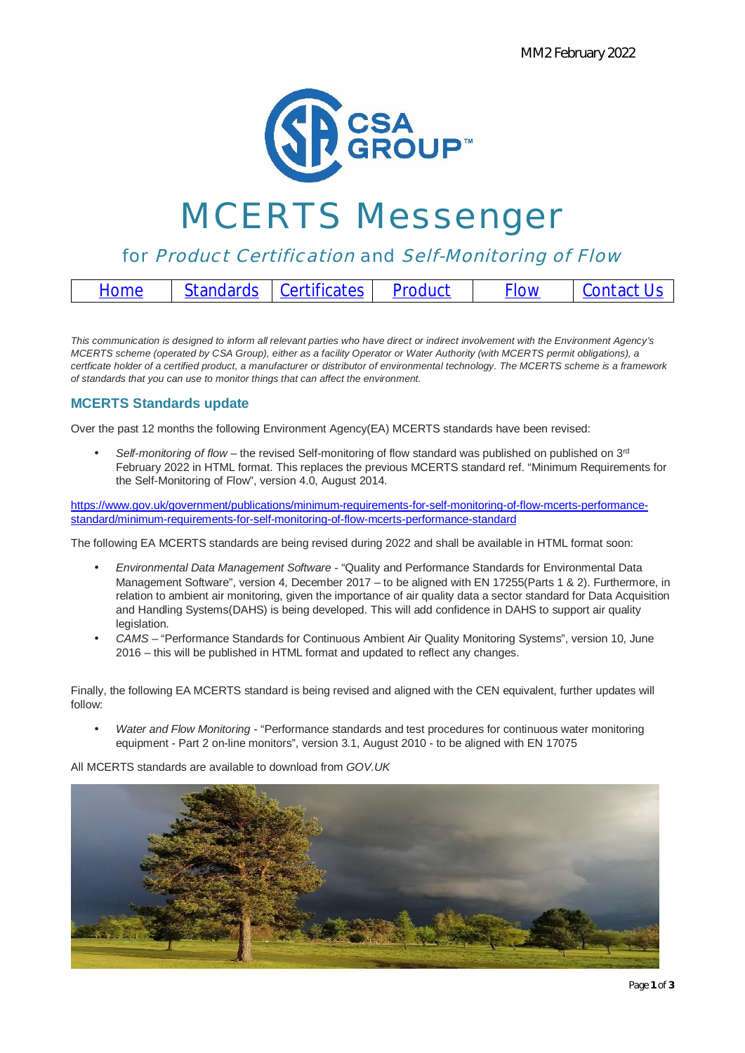MM2 February 2022

# MCERTS Messenger

## for *Product Certification* and *Self-Monitoring of Flow*

| Home | Standards | Certificates | Product | Flow | Contact Us |
|---|---|---|---|---|---|

*This communication is designed to inform all relevant parties who have direct or indirect involvement with the Environment Agency's MCERTS scheme (operated by CSA Group), either as a facility Operator or Water Authority (with MCERTS permit obligations), a certficate holder of a certified product, a manufacturer or distributor of environmental technology. The MCERTS scheme is a framework of standards that you can use to monitor things that can affect the environment.*

### MCERTS Standards update

Over the past 12 months the following Environment Agency(EA) MCERTS standards have been revised:

- *Self-monitoring of flow* – the revised Self-monitoring of flow standard was published on published on 3rd February 2022 in HTML format. This replaces the previous MCERTS standard ref. "Minimum Requirements for the Self-Monitoring of Flow", version 4.0, August 2014.

https://www.gov.uk/government/publications/minimum-requirements-for-self-monitoring-of-flow-mcerts-performance-standard/minimum-requirements-for-self-monitoring-of-flow-mcerts-performance-standard

The following EA MCERTS standards are being revised during 2022 and shall be available in HTML format soon:

- *Environmental Data Management Software* - "Quality and Performance Standards for Environmental Data Management Software", version 4, December 2017 – to be aligned with EN 17255(Parts 1 & 2). Furthermore, in relation to ambient air monitoring, given the importance of air quality data a sector standard for Data Acquisition and Handling Systems(DAHS) is being developed. This will add confidence in DAHS to support air quality legislation.
- *CAMS* – "Performance Standards for Continuous Ambient Air Quality Monitoring Systems", version 10, June 2016 – this will be published in HTML format and updated to reflect any changes.

Finally, the following EA MCERTS standard is being revised and aligned with the CEN equivalent, further updates will follow:

- *Water and Flow Monitoring* - "Performance standards and test procedures for continuous water monitoring equipment - Part 2 on-line monitors", version 3.1, August 2010 - to be aligned with EN 17075

All MCERTS standards are available to download from *GOV.UK*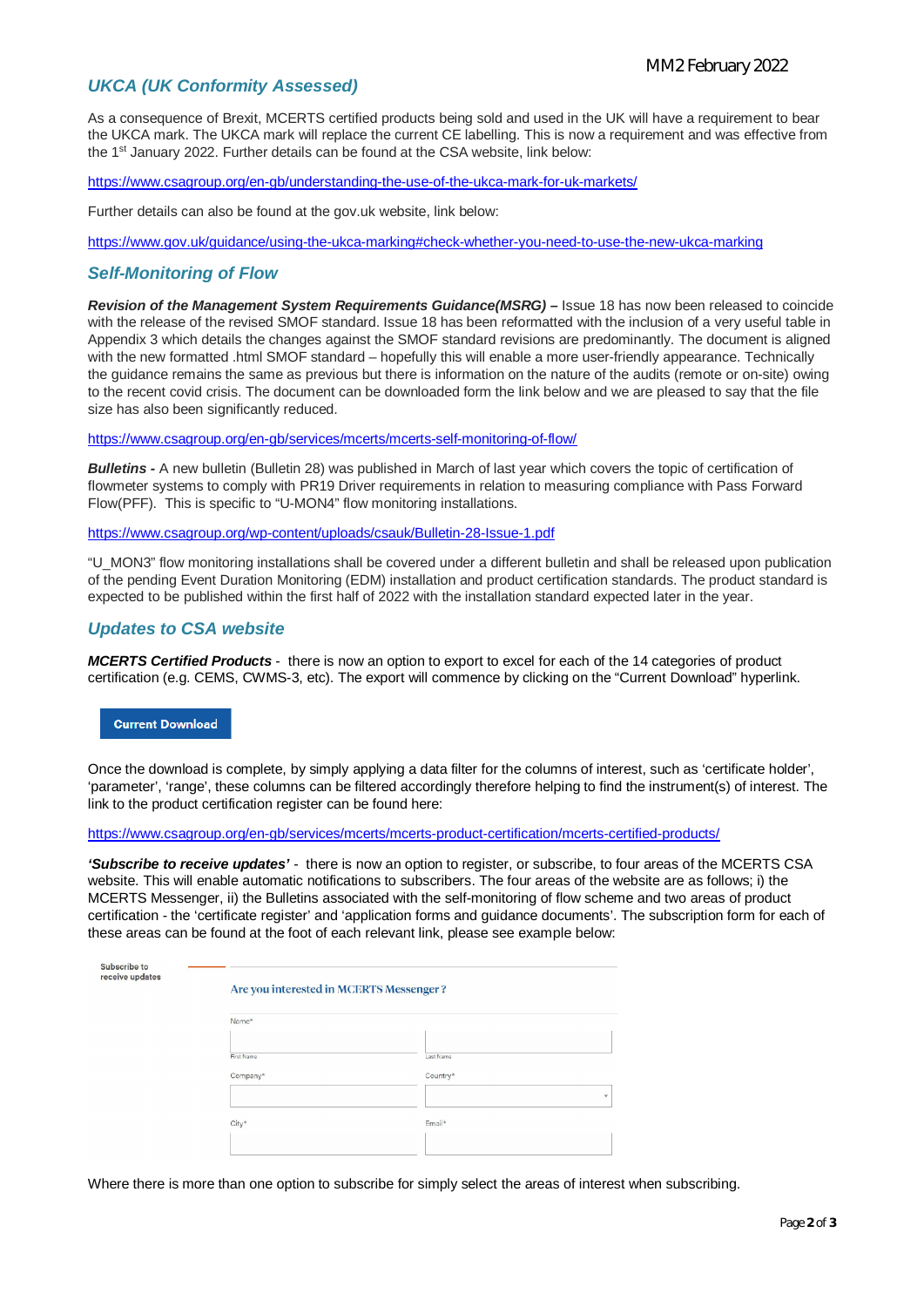## *UKCA (UK Conformity Assessed)*

As a consequence of Brexit, MCERTS certified products being sold and used in the UK will have a requirement to bear the UKCA mark. The UKCA mark will replace the current CE labelling. This is now a requirement and was effective from the 1st January 2022. Further details can be found at the CSA website, link below:

https://www.csagroup.org/en-gb/understanding-the-use-of-the-ukca-mark-for-uk-markets/

Further details can also be found at the gov.uk website, link below:

https://www.gov.uk/guidance/using-the-ukca-marking#check-whether-you-need-to-use-the-new-ukca-marking

## *Self-Monitoring of Flow*

***Revision of the Management System Requirements Guidance(MSRG) –*** Issue 18 has now been released to coincide with the release of the revised SMOF standard. Issue 18 has been reformatted with the inclusion of a very useful table in Appendix 3 which details the changes against the SMOF standard revisions are predominantly. The document is aligned with the new formatted .html SMOF standard – hopefully this will enable a more user-friendly appearance. Technically the guidance remains the same as previous but there is information on the nature of the audits (remote or on-site) owing to the recent covid crisis. The document can be downloaded form the link below and we are pleased to say that the file size has also been significantly reduced.

https://www.csagroup.org/en-gb/services/mcerts/mcerts-self-monitoring-of-flow/

***Bulletins -*** A new bulletin (Bulletin 28) was published in March of last year which covers the topic of certification of flowmeter systems to comply with PR19 Driver requirements in relation to measuring compliance with Pass Forward Flow(PFF). This is specific to "U-MON4" flow monitoring installations.

https://www.csagroup.org/wp-content/uploads/csauk/Bulletin-28-Issue-1.pdf

"U_MON3" flow monitoring installations shall be covered under a different bulletin and shall be released upon publication of the pending Event Duration Monitoring (EDM) installation and product certification standards. The product standard is expected to be published within the first half of 2022 with the installation standard expected later in the year.

## *Updates to CSA website*

***MCERTS Certified Products*** - there is now an option to export to excel for each of the 14 categories of product certification (e.g. CEMS, CWMS-3, etc). The export will commence by clicking on the "Current Download" hyperlink.

**Current Download**

Once the download is complete, by simply applying a data filter for the columns of interest, such as 'certificate holder', 'parameter', 'range', these columns can be filtered accordingly therefore helping to find the instrument(s) of interest. The link to the product certification register can be found here:

https://www.csagroup.org/en-gb/services/mcerts/mcerts-product-certification/mcerts-certified-products/

***'Subscribe to receive updates'*** - there is now an option to register, or subscribe, to four areas of the MCERTS CSA website. This will enable automatic notifications to subscribers. The four areas of the website are as follows; i) the MCERTS Messenger, ii) the Bulletins associated with the self-monitoring of flow scheme and two areas of product certification - the 'certificate register' and 'application forms and guidance documents'. The subscription form for each of these areas can be found at the foot of each relevant link, please see example below:

Subscribe to receive updates

Are you interested in MCERTS Messenger?

Name*

First Name | Last Name

Company* | Country*

City* | Email*

Where there is more than one option to subscribe for simply select the areas of interest when subscribing.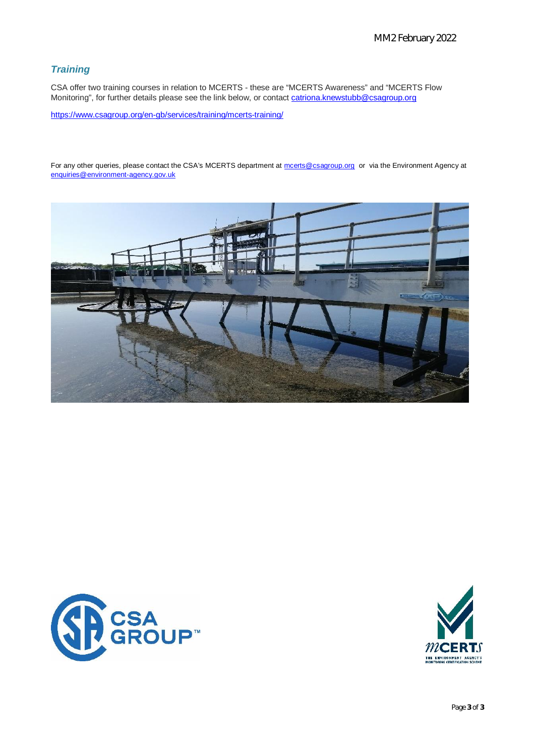## *Training*

CSA offer two training courses in relation to MCERTS - these are "MCERTS Awareness" and "MCERTS Flow Monitoring", for further details please see the link below, or contact catriona.knewstubb@csagroup.org

https://www.csagroup.org/en-gb/services/training/mcerts-training/

For any other queries, please contact the CSA's MCERTS department at mcerts@csagroup.org or via the Environment Agency at enquiries@environment-agency.gov.uk